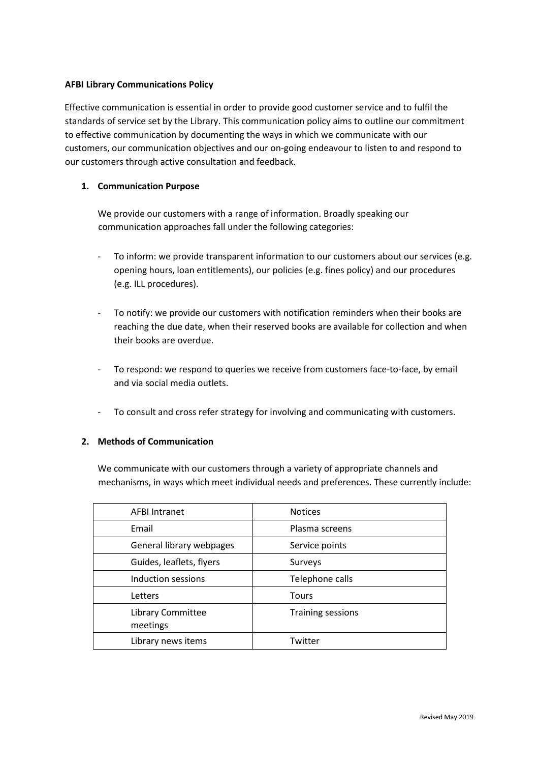**AFBI Library Communications Policy**

Effective communication is essential in order to provide good customer service and to fulfil the standards of service set by the Library. This communication policy aims to outline our commitment to effective communication by documenting the ways in which we communicate with our customers, our communication objectives and our on-going endeavour to listen to and respond to our customers through active consultation and feedback.

## 1. Communication Purpose

We provide our customers with a range of information. Broadly speaking our communication approaches fall under the following categories:

- To inform: we provide transparent information to our customers about our services (e.g. opening hours, loan entitlements), our policies (e.g. fines policy) and our procedures (e.g. ILL procedures).
- To notify: we provide our customers with notification reminders when their books are reaching the due date, when their reserved books are available for collection and when their books are overdue.
- To respond: we respond to queries we receive from customers face-to-face, by email and via social media outlets.
- To consult and cross refer strategy for involving and communicating with customers.

## 2. Methods of Communication

We communicate with our customers through a variety of appropriate channels and mechanisms, in ways which meet individual needs and preferences. These currently include:

| | |
|---|---|
| AFBI Intranet | Notices |
| Email | Plasma screens |
| General library webpages | Service points |
| Guides, leaflets, flyers | Surveys |
| Induction sessions | Telephone calls |
| Letters | Tours |
| Library Committee meetings | Training sessions |
| Library news items | Twitter |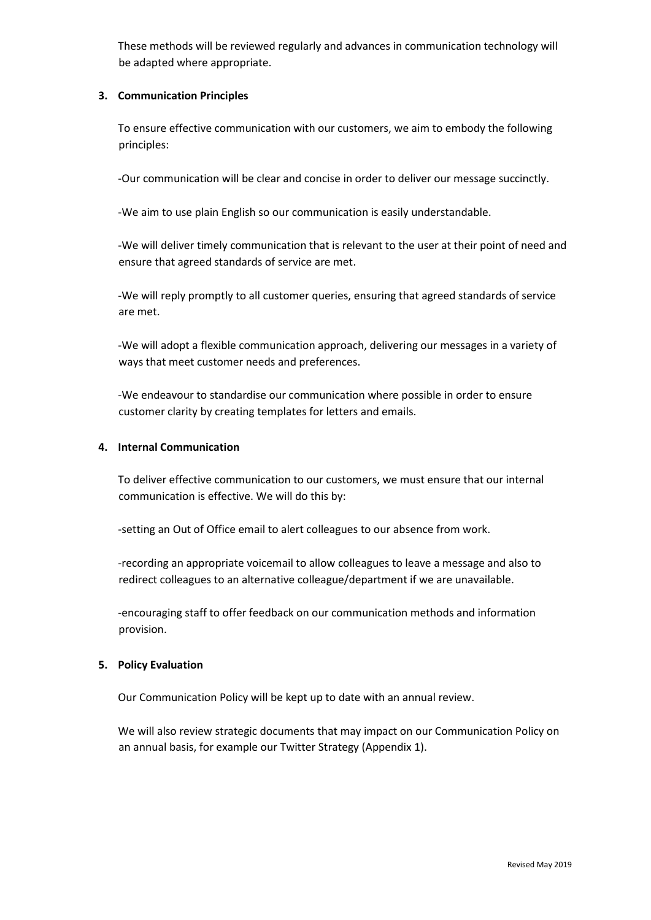These methods will be reviewed regularly and advances in communication technology will be adapted where appropriate.

## 3. Communication Principles

To ensure effective communication with our customers, we aim to embody the following principles:

-Our communication will be clear and concise in order to deliver our message succinctly.

-We aim to use plain English so our communication is easily understandable.

-We will deliver timely communication that is relevant to the user at their point of need and ensure that agreed standards of service are met.

-We will reply promptly to all customer queries, ensuring that agreed standards of service are met.

-We will adopt a flexible communication approach, delivering our messages in a variety of ways that meet customer needs and preferences.

-We endeavour to standardise our communication where possible in order to ensure customer clarity by creating templates for letters and emails.

## 4. Internal Communication

To deliver effective communication to our customers, we must ensure that our internal communication is effective. We will do this by:

-setting an Out of Office email to alert colleagues to our absence from work.

-recording an appropriate voicemail to allow colleagues to leave a message and also to redirect colleagues to an alternative colleague/department if we are unavailable.

-encouraging staff to offer feedback on our communication methods and information provision.

## 5. Policy Evaluation

Our Communication Policy will be kept up to date with an annual review.

We will also review strategic documents that may impact on our Communication Policy on an annual basis, for example our Twitter Strategy (Appendix 1).

Revised May 2019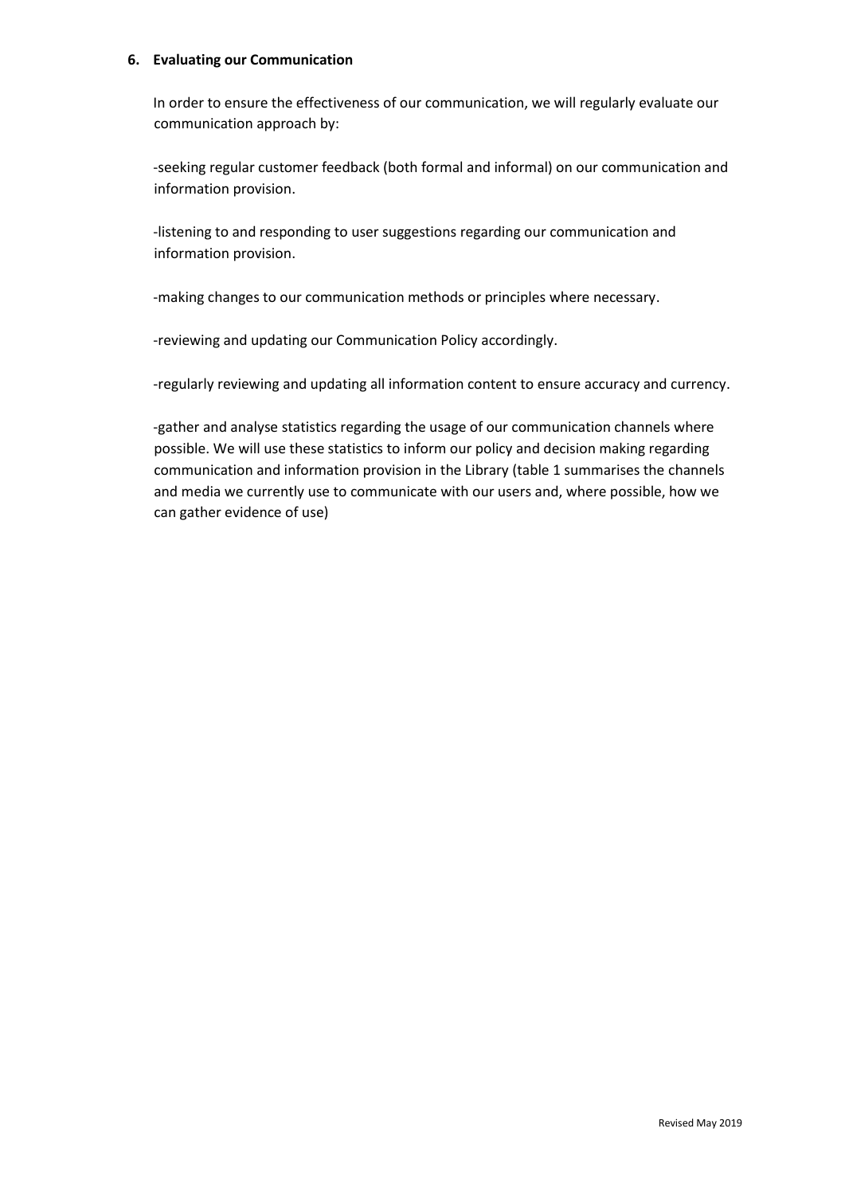## 6. Evaluating our Communication

In order to ensure the effectiveness of our communication, we will regularly evaluate our communication approach by:

-seeking regular customer feedback (both formal and informal) on our communication and information provision.

-listening to and responding to user suggestions regarding our communication and information provision.

-making changes to our communication methods or principles where necessary.

-reviewing and updating our Communication Policy accordingly.

-regularly reviewing and updating all information content to ensure accuracy and currency.

-gather and analyse statistics regarding the usage of our communication channels where possible. We will use these statistics to inform our policy and decision making regarding communication and information provision in the Library (table 1 summarises the channels and media we currently use to communicate with our users and, where possible, how we can gather evidence of use)

Revised May 2019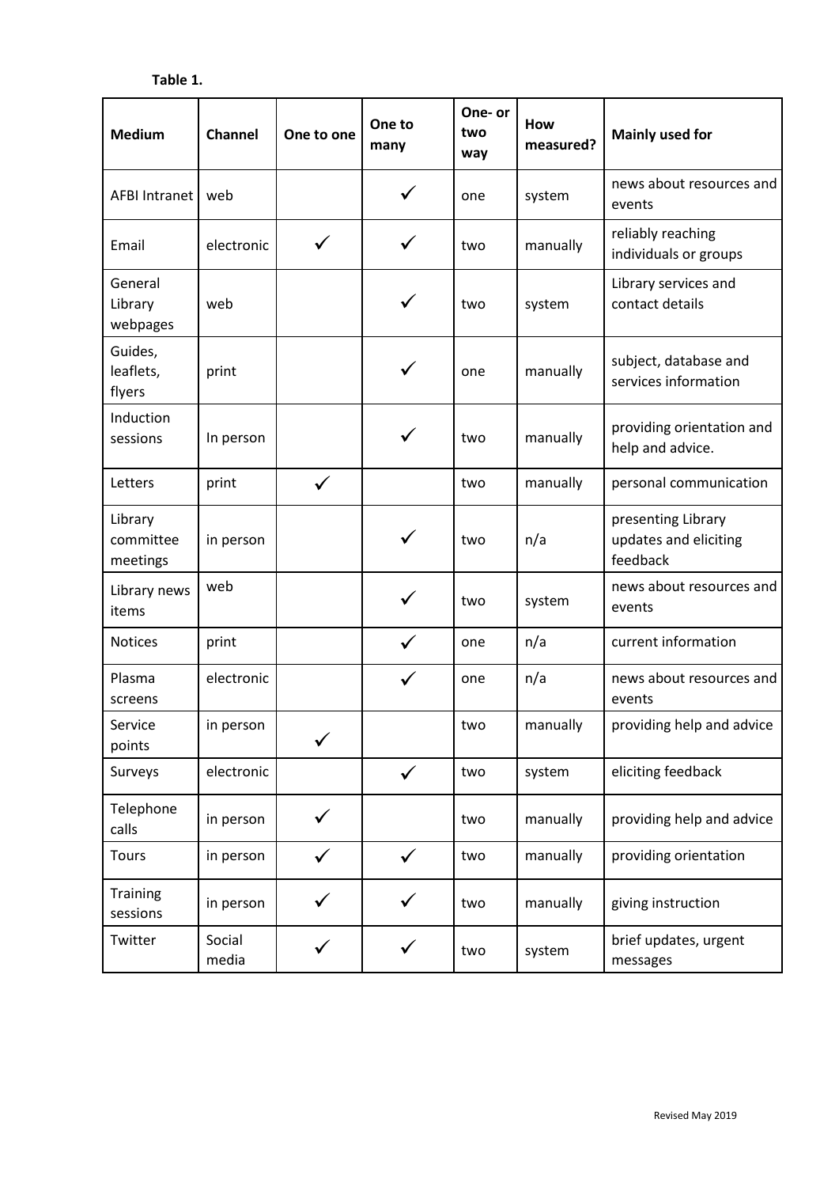**Table 1.**

| Medium | Channel | One to one | One to many | One- or two way | How measured? | Mainly used for |
|---|---|---|---|---|---|---|
| AFBI Intranet | web | | ✓ | one | system | news about resources and events |
| Email | electronic | ✓ | ✓ | two | manually | reliably reaching individuals or groups |
| General Library webpages | web | | ✓ | two | system | Library services and contact details |
| Guides, leaflets, flyers | print | | ✓ | one | manually | subject, database and services information |
| Induction sessions | In person | | ✓ | two | manually | providing orientation and help and advice. |
| Letters | print | ✓ | | two | manually | personal communication |
| Library committee meetings | in person | | ✓ | two | n/a | presenting Library updates and eliciting feedback |
| Library news items | web | | ✓ | two | system | news about resources and events |
| Notices | print | | ✓ | one | n/a | current information |
| Plasma screens | electronic | | ✓ | one | n/a | news about resources and events |
| Service points | in person | ✓ | | two | manually | providing help and advice |
| Surveys | electronic | | ✓ | two | system | eliciting feedback |
| Telephone calls | in person | ✓ | | two | manually | providing help and advice |
| Tours | in person | ✓ | ✓ | two | manually | providing orientation |
| Training sessions | in person | ✓ | ✓ | two | manually | giving instruction |
| Twitter | Social media | ✓ | ✓ | two | system | brief updates, urgent messages |

Revised May 2019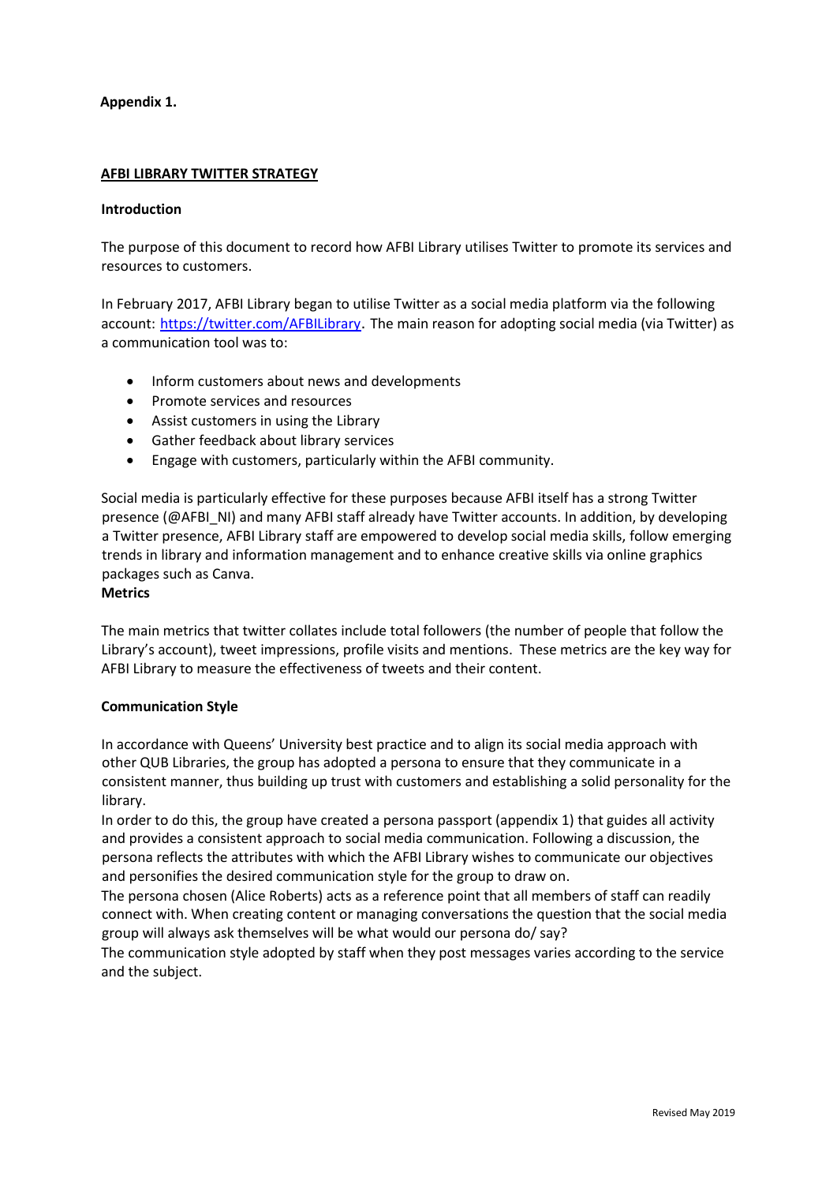**Appendix 1.**

**AFBI LIBRARY TWITTER STRATEGY**

**Introduction**

The purpose of this document to record how AFBI Library utilises Twitter to promote its services and resources to customers.

In February 2017, AFBI Library began to utilise Twitter as a social media platform via the following account: [https://twitter.com/AFBILibrary](https://twitter.com/AFBILibrary). The main reason for adopting social media (via Twitter) as a communication tool was to:

- Inform customers about news and developments
- Promote services and resources
- Assist customers in using the Library
- Gather feedback about library services
- Engage with customers, particularly within the AFBI community.

Social media is particularly effective for these purposes because AFBI itself has a strong Twitter presence (@AFBI_NI) and many AFBI staff already have Twitter accounts. In addition, by developing a Twitter presence, AFBI Library staff are empowered to develop social media skills, follow emerging trends in library and information management and to enhance creative skills via online graphics packages such as Canva.

**Metrics**

The main metrics that twitter collates include total followers (the number of people that follow the Library's account), tweet impressions, profile visits and mentions. These metrics are the key way for AFBI Library to measure the effectiveness of tweets and their content.

**Communication Style**

In accordance with Queens' University best practice and to align its social media approach with other QUB Libraries, the group has adopted a persona to ensure that they communicate in a consistent manner, thus building up trust with customers and establishing a solid personality for the library.

In order to do this, the group have created a persona passport (appendix 1) that guides all activity and provides a consistent approach to social media communication. Following a discussion, the persona reflects the attributes with which the AFBI Library wishes to communicate our objectives and personifies the desired communication style for the group to draw on.

The persona chosen (Alice Roberts) acts as a reference point that all members of staff can readily connect with. When creating content or managing conversations the question that the social media group will always ask themselves will be what would our persona do/ say?

The communication style adopted by staff when they post messages varies according to the service and the subject.

Revised May 2019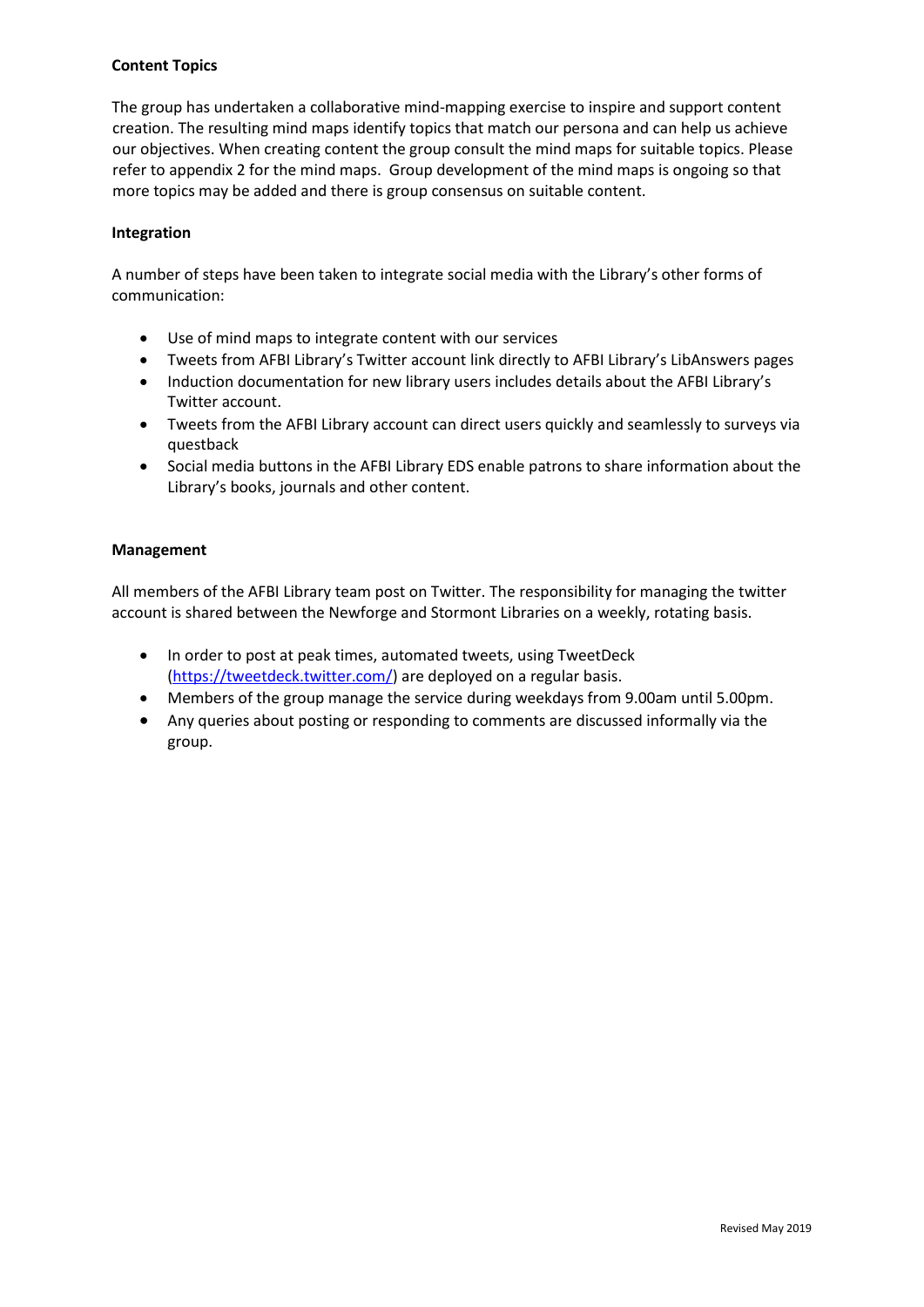**Content Topics**

The group has undertaken a collaborative mind-mapping exercise to inspire and support content creation. The resulting mind maps identify topics that match our persona and can help us achieve our objectives. When creating content the group consult the mind maps for suitable topics. Please refer to appendix 2 for the mind maps. Group development of the mind maps is ongoing so that more topics may be added and there is group consensus on suitable content.

**Integration**

A number of steps have been taken to integrate social media with the Library's other forms of communication:

- Use of mind maps to integrate content with our services
- Tweets from AFBI Library's Twitter account link directly to AFBI Library's LibAnswers pages
- Induction documentation for new library users includes details about the AFBI Library's Twitter account.
- Tweets from the AFBI Library account can direct users quickly and seamlessly to surveys via questback
- Social media buttons in the AFBI Library EDS enable patrons to share information about the Library's books, journals and other content.

**Management**

All members of the AFBI Library team post on Twitter. The responsibility for managing the twitter account is shared between the Newforge and Stormont Libraries on a weekly, rotating basis.

- In order to post at peak times, automated tweets, using TweetDeck (https://tweetdeck.twitter.com/) are deployed on a regular basis.
- Members of the group manage the service during weekdays from 9.00am until 5.00pm.
- Any queries about posting or responding to comments are discussed informally via the group.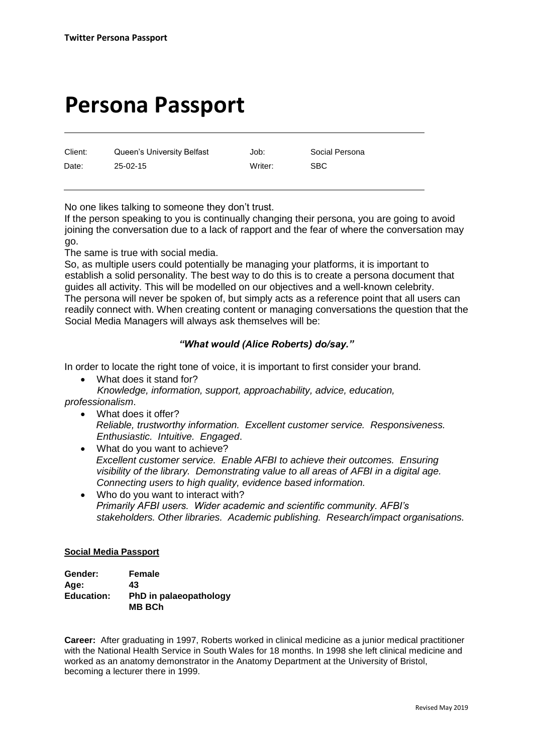# Persona Passport

| Client: | Queen's University Belfast | Job: | Social Persona |
| --- | --- | --- | --- |
| Date: | 25-02-15 | Writer: | SBC |

No one likes talking to someone they don't trust.

If the person speaking to you is continually changing their persona, you are going to avoid joining the conversation due to a lack of rapport and the fear of where the conversation may go.

The same is true with social media.

So, as multiple users could potentially be managing your platforms, it is important to establish a solid personality. The best way to do this is to create a persona document that guides all activity. This will be modelled on our objectives and a well-known celebrity. The persona will never be spoken of, but simply acts as a reference point that all users can readily connect with. When creating content or managing conversations the question that the Social Media Managers will always ask themselves will be:

***"What would (Alice Roberts) do/say."***

In order to locate the right tone of voice, it is important to first consider your brand.

- What does it stand for?
  *Knowledge, information, support, approachability, advice, education, professionalism*.
- What does it offer?
  *Reliable, trustworthy information. Excellent customer service. Responsiveness. Enthusiastic. Intuitive. Engaged*.
- What do you want to achieve?
  *Excellent customer service. Enable AFBI to achieve their outcomes. Ensuring visibility of the library. Demonstrating value to all areas of AFBI in a digital age. Connecting users to high quality, evidence based information.*
- Who do you want to interact with?
  *Primarily AFBI users. Wider academic and scientific community. AFBI's stakeholders. Other libraries. Academic publishing. Research/impact organisations.*

**Social Media Passport**

**Gender:** **Female**
**Age:** **43**
**Education:** **PhD in palaeopathology**
**MB BCh**

**Career:** After graduating in 1997, Roberts worked in clinical medicine as a junior medical practitioner with the National Health Service in South Wales for 18 months. In 1998 she left clinical medicine and worked as an anatomy demonstrator in the Anatomy Department at the University of Bristol, becoming a lecturer there in 1999.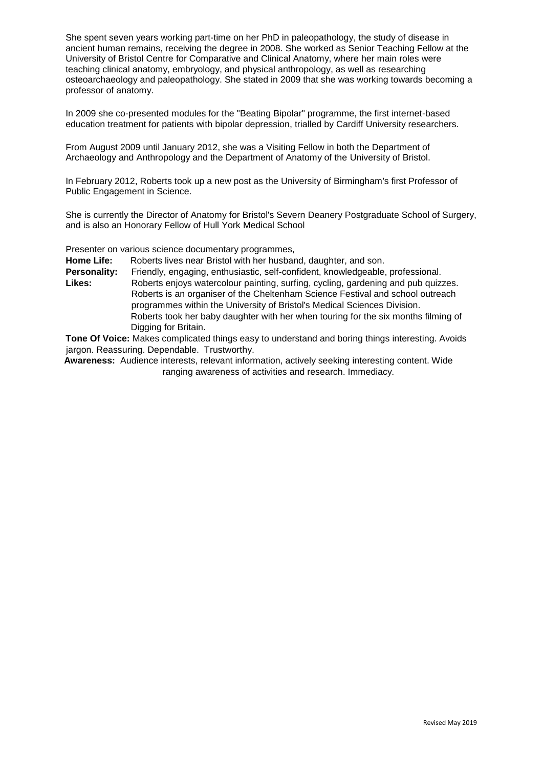She spent seven years working part-time on her PhD in paleopathology, the study of disease in ancient human remains, receiving the degree in 2008. She worked as Senior Teaching Fellow at the University of Bristol Centre for Comparative and Clinical Anatomy, where her main roles were teaching clinical anatomy, embryology, and physical anthropology, as well as researching osteoarchaeology and paleopathology. She stated in 2009 that she was working towards becoming a professor of anatomy.

In 2009 she co-presented modules for the "Beating Bipolar" programme, the first internet-based education treatment for patients with bipolar depression, trialled by Cardiff University researchers.

From August 2009 until January 2012, she was a Visiting Fellow in both the Department of Archaeology and Anthropology and the Department of Anatomy of the University of Bristol.

In February 2012, Roberts took up a new post as the University of Birmingham's first Professor of Public Engagement in Science.

She is currently the Director of Anatomy for Bristol's Severn Deanery Postgraduate School of Surgery, and is also an Honorary Fellow of Hull York Medical School

Presenter on various science documentary programmes,

**Home Life:** Roberts lives near Bristol with her husband, daughter, and son.

**Personality:** Friendly, engaging, enthusiastic, self-confident, knowledgeable, professional.

**Likes:** Roberts enjoys watercolour painting, surfing, cycling, gardening and pub quizzes. Roberts is an organiser of the Cheltenham Science Festival and school outreach programmes within the University of Bristol's Medical Sciences Division. Roberts took her baby daughter with her when touring for the six months filming of Digging for Britain.

**Tone Of Voice:** Makes complicated things easy to understand and boring things interesting. Avoids jargon. Reassuring. Dependable. Trustworthy.

**Awareness:** Audience interests, relevant information, actively seeking interesting content. Wide ranging awareness of activities and research. Immediacy.

Revised May 2019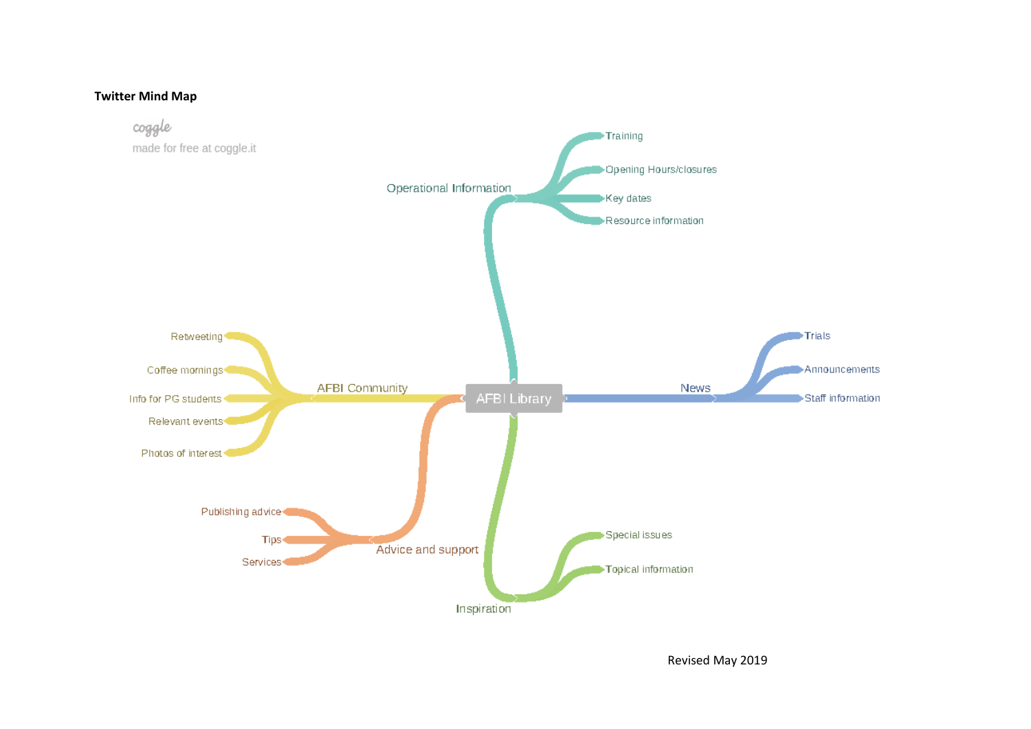**Twitter Mind Map**

coggle
made for free at coggle.it

AFBI Library

Operational Information
Training
Opening Hours/closures
Key dates
Resource information

News
Trials
Announcements
Staff information

Inspiration
Special issues
Topical information

Advice and support
Publishing advice
Tips
Services

AFBI Community
Retweeting
Coffee mornings
Info for PG students
Relevant events
Photos of interest

Revised May 2019